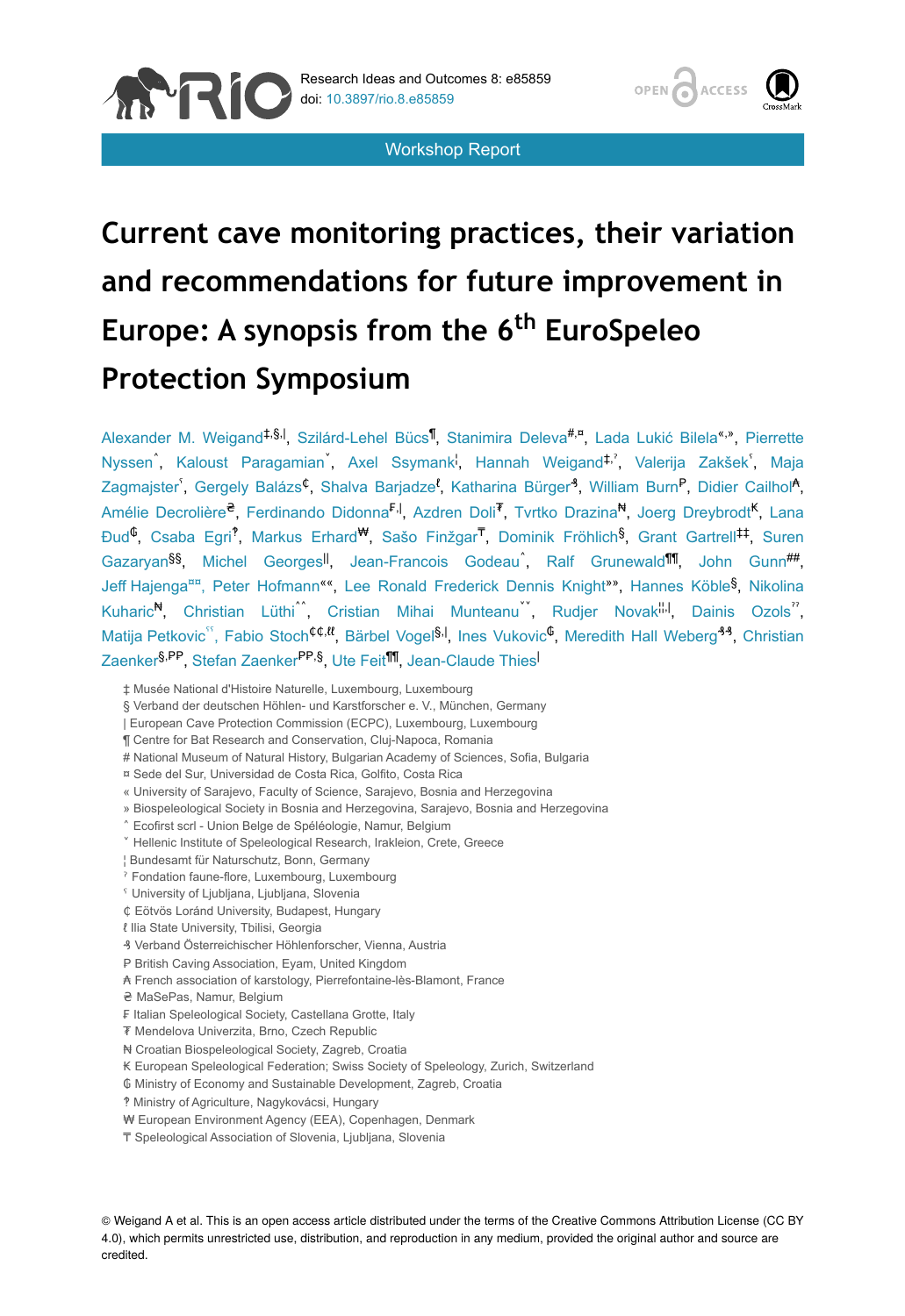Workshop Report

# Current cave monitoring practices, their variation and recommendations for future improvement in Europe: A synopsis from the 6th EuroSpeleo Protection Symposium

Alexander M. Weigand[‡,§,|], Szilárd-Lehel Bücs[¶], Stanimira Deleva[#,¤], Lada Lukić Bilela[«,»], Pierrette Nyssen[˄], Kaloust Paragamian[˅], Axel Ssymank[¦], Hannah Weigand[‡,ˀ], Valerija Zakšek[ˁ], Maja Zagmajster[ˁ], Gergely Balázs[₵], Shalva Barjadze[ℓ], Katharina Bürger[₰], William Burn[₱], Didier Cailhol[₳], Amélie Decrolière[₴], Ferdinando Didonna[₣,|], Azdren Doli[₮], Tvrtko Drazina[₦], Joerg Dreybrodt[₭], Lana Đud[₲], Csaba Egri[‽], Markus Erhard[₩], Sašo Finžgar[₸], Dominik Fröhlich[§], Grant Gartrell[‡‡], Suren Gazaryan[§§], Michel Georges[||], Jean-Francois Godeau[˄], Ralf Grunewald[¶¶], John Gunn[##], Jeff Hajenga[¤¤], Peter Hofmann[««], Lee Ronald Frederick Dennis Knight[»»], Hannes Köble[§], Nikolina Kuharic[₦], Christian Lüthi[˄˄], Cristian Mihai Munteanu[˅˅], Rudjer Novak[¦¦,|], Dainis Ozols[ˀˀ], Matija Petkovic[ˁˁ], Fabio Stoch[₵₵,ℓℓ], Bärbel Vogel[§,|], Ines Vukovic[₲], Meredith Hall Weberg[₰₰], Christian Zaenker[§,₱₱], Stefan Zaenker[₱₱,§], Ute Feit[¶¶], Jean-Claude Thies[|]

‡ Musée National d'Histoire Naturelle, Luxembourg, Luxembourg
§ Verband der deutschen Höhlen- und Karstforscher e. V., München, Germany
| European Cave Protection Commission (ECPC), Luxembourg, Luxembourg
¶ Centre for Bat Research and Conservation, Cluj-Napoca, Romania
# National Museum of Natural History, Bulgarian Academy of Sciences, Sofia, Bulgaria
¤ Sede del Sur, Universidad de Costa Rica, Golfito, Costa Rica
« University of Sarajevo, Faculty of Science, Sarajevo, Bosnia and Herzegovina
» Biospeleological Society in Bosnia and Herzegovina, Sarajevo, Bosnia and Herzegovina
˄ Ecofirst scrl - Union Belge de Spéléologie, Namur, Belgium
˅ Hellenic Institute of Speleological Research, Irakleion, Crete, Greece
¦ Bundesamt für Naturschutz, Bonn, Germany
ˀ Fondation faune-flore, Luxembourg, Luxembourg
ˁ University of Ljubljana, Ljubljana, Slovenia
₵ Eötvös Loránd University, Budapest, Hungary
ℓ Ilia State University, Tbilisi, Georgia
₰ Verband Österreichischer Höhlenforscher, Vienna, Austria
₱ British Caving Association, Eyam, United Kingdom
₳ French association of karstology, Pierrefontaine-lès-Blamont, France
₴ MaSePas, Namur, Belgium
₣ Italian Speleological Society, Castellana Grotte, Italy
₮ Mendelova Univerzita, Brno, Czech Republic
₦ Croatian Biospeleological Society, Zagreb, Croatia
₭ European Speleological Federation; Swiss Society of Speleology, Zurich, Switzerland
₲ Ministry of Economy and Sustainable Development, Zagreb, Croatia
‽ Ministry of Agriculture, Nagykovácsi, Hungary
₩ European Environment Agency (EEA), Copenhagen, Denmark
₸ Speleological Association of Slovenia, Ljubljana, Slovenia

© Weigand A et al. This is an open access article distributed under the terms of the Creative Commons Attribution License (CC BY 4.0), which permits unrestricted use, distribution, and reproduction in any medium, provided the original author and source are credited.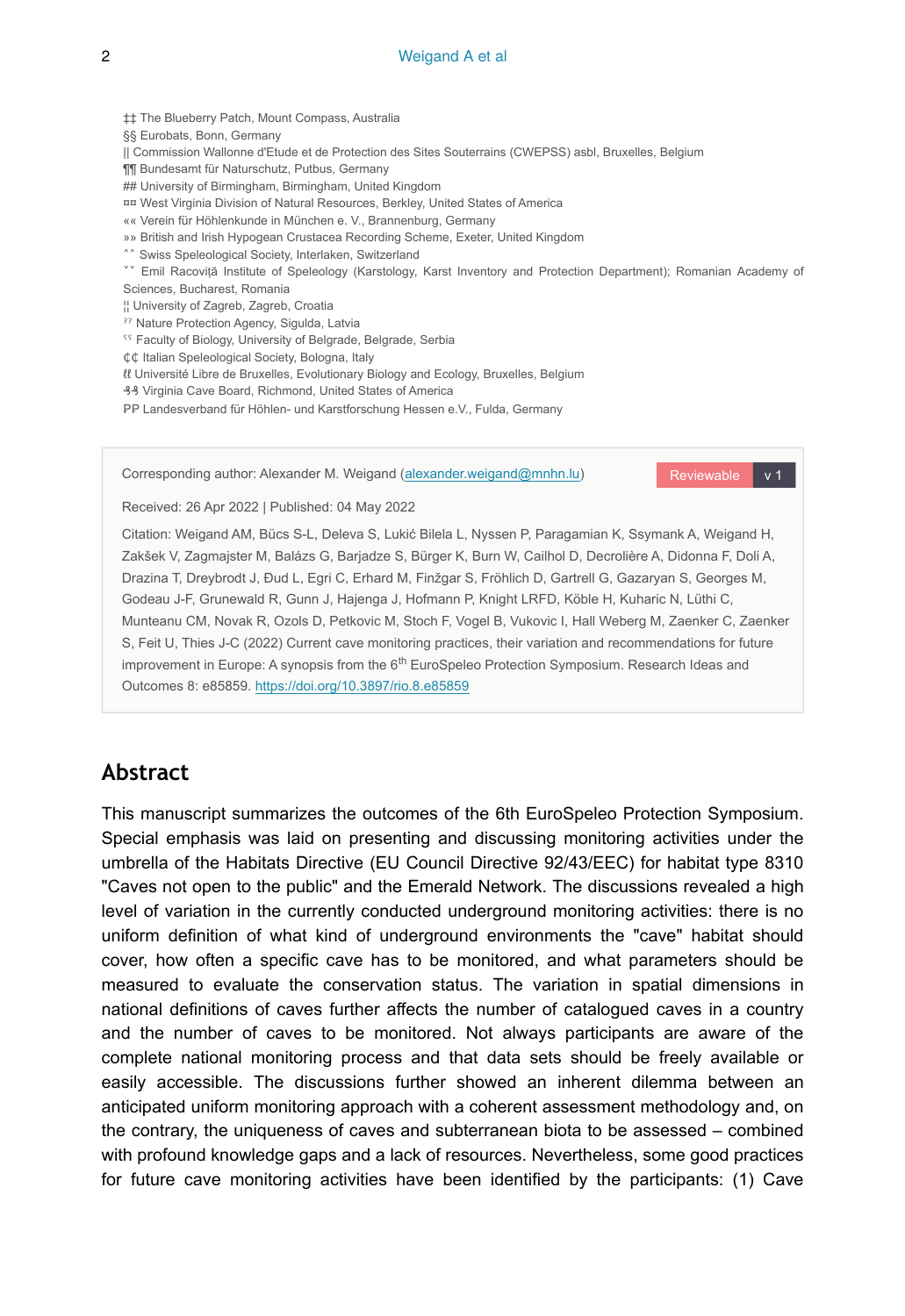‡‡ The Blueberry Patch, Mount Compass, Australia
§§ Eurobats, Bonn, Germany
|| Commission Wallonne d'Etude et de Protection des Sites Souterrains (CWEPSS) asbl, Bruxelles, Belgium
¶¶ Bundesamt für Naturschutz, Putbus, Germany
## University of Birmingham, Birmingham, United Kingdom
¤¤ West Virginia Division of Natural Resources, Berkley, United States of America
«« Verein für Höhlenkunde in München e. V., Brannenburg, Germany
»» British and Irish Hypogean Crustacea Recording Scheme, Exeter, United Kingdom
˄˄ Swiss Speleological Society, Interlaken, Switzerland
˅˅ Emil Racoviță Institute of Speleology (Karstology, Karst Inventory and Protection Department); Romanian Academy of Sciences, Bucharest, Romania
¦¦ University of Zagreb, Zagreb, Croatia
ˀˀ Nature Protection Agency, Sigulda, Latvia
ˁˁ Faculty of Biology, University of Belgrade, Belgrade, Serbia
₵₵ Italian Speleological Society, Bologna, Italy
ℓℓ Université Libre de Bruxelles, Evolutionary Biology and Ecology, Bruxelles, Belgium
₰₰ Virginia Cave Board, Richmond, United States of America
₱₱ Landesverband für Höhlen- und Karstforschung Hessen e.V., Fulda, Germany

Corresponding author: Alexander M. Weigand (alexander.weigand@mnhn.lu)

Reviewable v 1

Received: 26 Apr 2022 | Published: 04 May 2022

Citation: Weigand AM, Bücs S-L, Deleva S, Lukić Bilela L, Nyssen P, Paragamian K, Ssymank A, Weigand H, Zakšek V, Zagmajster M, Balázs G, Barjadze S, Bürger K, Burn W, Cailhol D, Decrolière A, Didonna F, Doli A, Drazina T, Dreybrodt J, Đud L, Egri C, Erhard M, Finžgar S, Fröhlich D, Gartrell G, Gazaryan S, Georges M, Godeau J-F, Grunewald R, Gunn J, Hajenga J, Hofmann P, Knight LRFD, Köble H, Kuharic N, Lüthi C, Munteanu CM, Novak R, Ozols D, Petkovic M, Stoch F, Vogel B, Vukovic I, Hall Weberg M, Zaenker C, Zaenker S, Feit U, Thies J-C (2022) Current cave monitoring practices, their variation and recommendations for future improvement in Europe: A synopsis from the 6th EuroSpeleo Protection Symposium. Research Ideas and Outcomes 8: e85859. https://doi.org/10.3897/rio.8.e85859

## Abstract

This manuscript summarizes the outcomes of the 6th EuroSpeleo Protection Symposium. Special emphasis was laid on presenting and discussing monitoring activities under the umbrella of the Habitats Directive (EU Council Directive 92/43/EEC) for habitat type 8310 "Caves not open to the public" and the Emerald Network. The discussions revealed a high level of variation in the currently conducted underground monitoring activities: there is no uniform definition of what kind of underground environments the "cave" habitat should cover, how often a specific cave has to be monitored, and what parameters should be measured to evaluate the conservation status. The variation in spatial dimensions in national definitions of caves further affects the number of catalogued caves in a country and the number of caves to be monitored. Not always participants are aware of the complete national monitoring process and that data sets should be freely available or easily accessible. The discussions further showed an inherent dilemma between an anticipated uniform monitoring approach with a coherent assessment methodology and, on the contrary, the uniqueness of caves and subterranean biota to be assessed – combined with profound knowledge gaps and a lack of resources. Nevertheless, some good practices for future cave monitoring activities have been identified by the participants: (1) Cave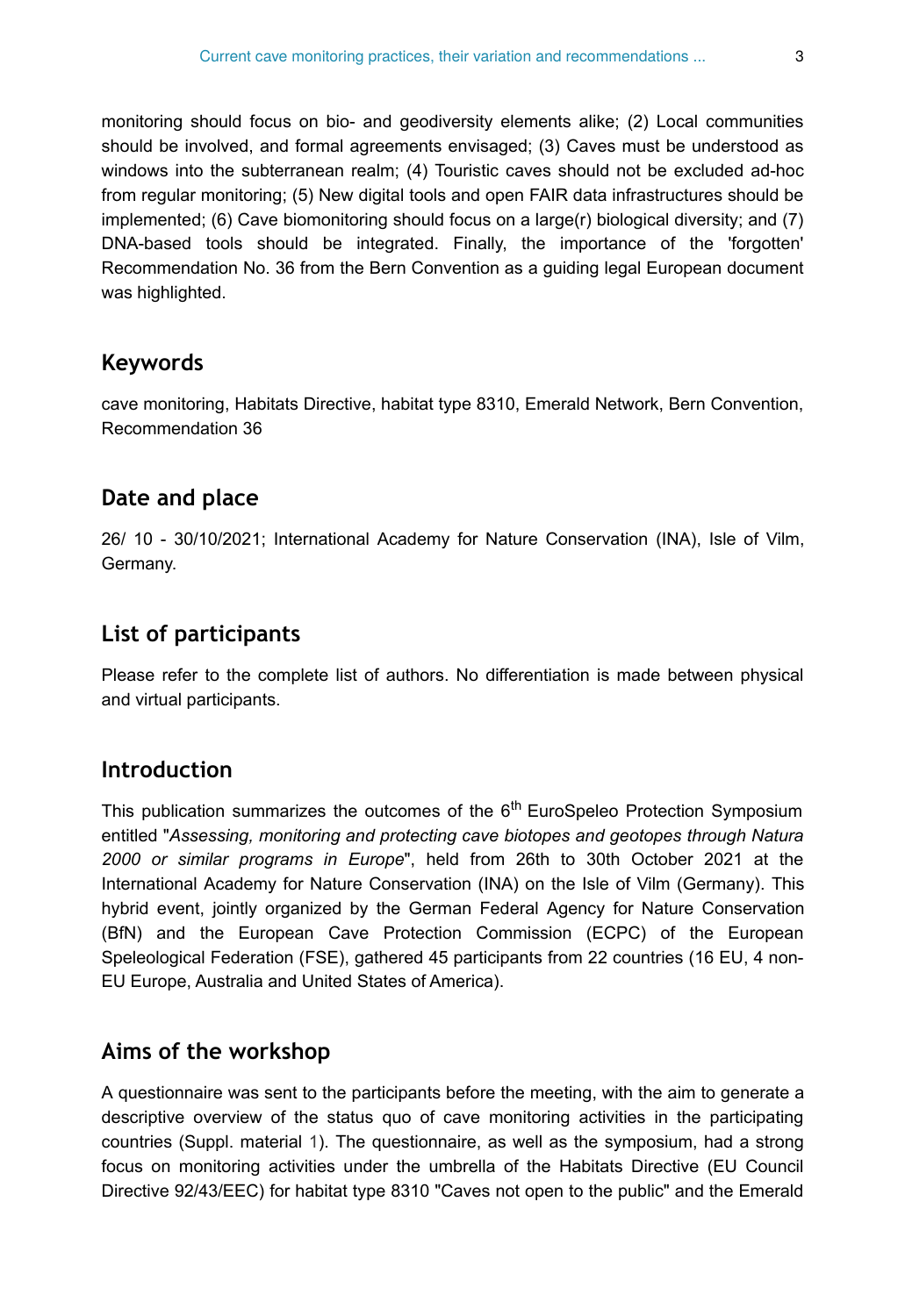monitoring should focus on bio- and geodiversity elements alike; (2) Local communities should be involved, and formal agreements envisaged; (3) Caves must be understood as windows into the subterranean realm; (4) Touristic caves should not be excluded ad-hoc from regular monitoring; (5) New digital tools and open FAIR data infrastructures should be implemented; (6) Cave biomonitoring should focus on a large(r) biological diversity; and (7) DNA-based tools should be integrated. Finally, the importance of the 'forgotten' Recommendation No. 36 from the Bern Convention as a guiding legal European document was highlighted.

## Keywords

cave monitoring, Habitats Directive, habitat type 8310, Emerald Network, Bern Convention, Recommendation 36

## Date and place

26/ 10 - 30/10/2021; International Academy for Nature Conservation (INA), Isle of Vilm, Germany.

## List of participants

Please refer to the complete list of authors. No differentiation is made between physical and virtual participants.

## Introduction

This publication summarizes the outcomes of the 6th EuroSpeleo Protection Symposium entitled "*Assessing, monitoring and protecting cave biotopes and geotopes through Natura 2000 or similar programs in Europe*", held from 26th to 30th October 2021 at the International Academy for Nature Conservation (INA) on the Isle of Vilm (Germany). This hybrid event, jointly organized by the German Federal Agency for Nature Conservation (BfN) and the European Cave Protection Commission (ECPC) of the European Speleological Federation (FSE), gathered 45 participants from 22 countries (16 EU, 4 non-EU Europe, Australia and United States of America).

## Aims of the workshop

A questionnaire was sent to the participants before the meeting, with the aim to generate a descriptive overview of the status quo of cave monitoring activities in the participating countries (Suppl. material 1). The questionnaire, as well as the symposium, had a strong focus on monitoring activities under the umbrella of the Habitats Directive (EU Council Directive 92/43/EEC) for habitat type 8310 "Caves not open to the public" and the Emerald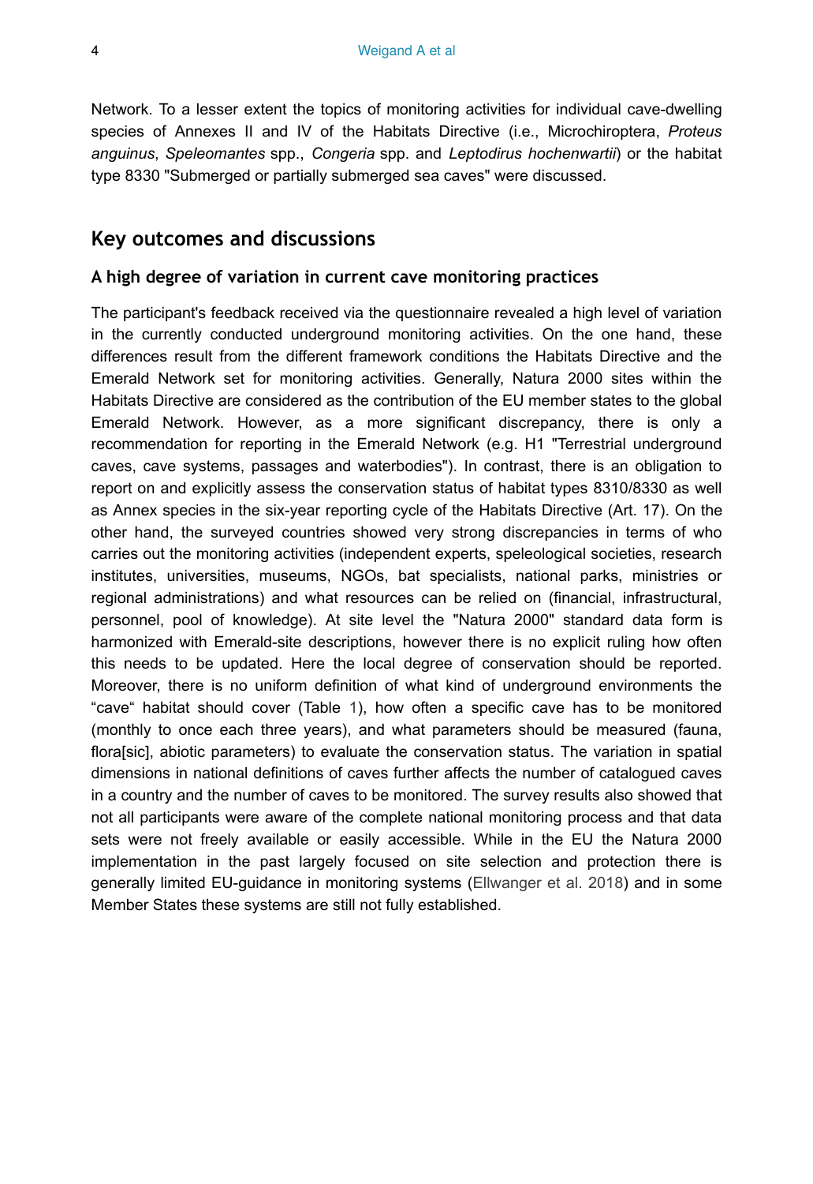Network. To a lesser extent the topics of monitoring activities for individual cave-dwelling species of Annexes II and IV of the Habitats Directive (i.e., Microchiroptera, *Proteus anguinus*, *Speleomantes* spp., *Congeria* spp. and *Leptodirus hochenwartii*) or the habitat type 8330 "Submerged or partially submerged sea caves" were discussed.

## Key outcomes and discussions

### A high degree of variation in current cave monitoring practices

The participant's feedback received via the questionnaire revealed a high level of variation in the currently conducted underground monitoring activities. On the one hand, these differences result from the different framework conditions the Habitats Directive and the Emerald Network set for monitoring activities. Generally, Natura 2000 sites within the Habitats Directive are considered as the contribution of the EU member states to the global Emerald Network. However, as a more significant discrepancy, there is only a recommendation for reporting in the Emerald Network (e.g. H1 "Terrestrial underground caves, cave systems, passages and waterbodies"). In contrast, there is an obligation to report on and explicitly assess the conservation status of habitat types 8310/8330 as well as Annex species in the six-year reporting cycle of the Habitats Directive (Art. 17). On the other hand, the surveyed countries showed very strong discrepancies in terms of who carries out the monitoring activities (independent experts, speleological societies, research institutes, universities, museums, NGOs, bat specialists, national parks, ministries or regional administrations) and what resources can be relied on (financial, infrastructural, personnel, pool of knowledge). At site level the "Natura 2000" standard data form is harmonized with Emerald-site descriptions, however there is no explicit ruling how often this needs to be updated. Here the local degree of conservation should be reported. Moreover, there is no uniform definition of what kind of underground environments the “cave“ habitat should cover (Table 1), how often a specific cave has to be monitored (monthly to once each three years), and what parameters should be measured (fauna, flora[sic], abiotic parameters) to evaluate the conservation status. The variation in spatial dimensions in national definitions of caves further affects the number of catalogued caves in a country and the number of caves to be monitored. The survey results also showed that not all participants were aware of the complete national monitoring process and that data sets were not freely available or easily accessible. While in the EU the Natura 2000 implementation in the past largely focused on site selection and protection there is generally limited EU-guidance in monitoring systems (Ellwanger et al. 2018) and in some Member States these systems are still not fully established.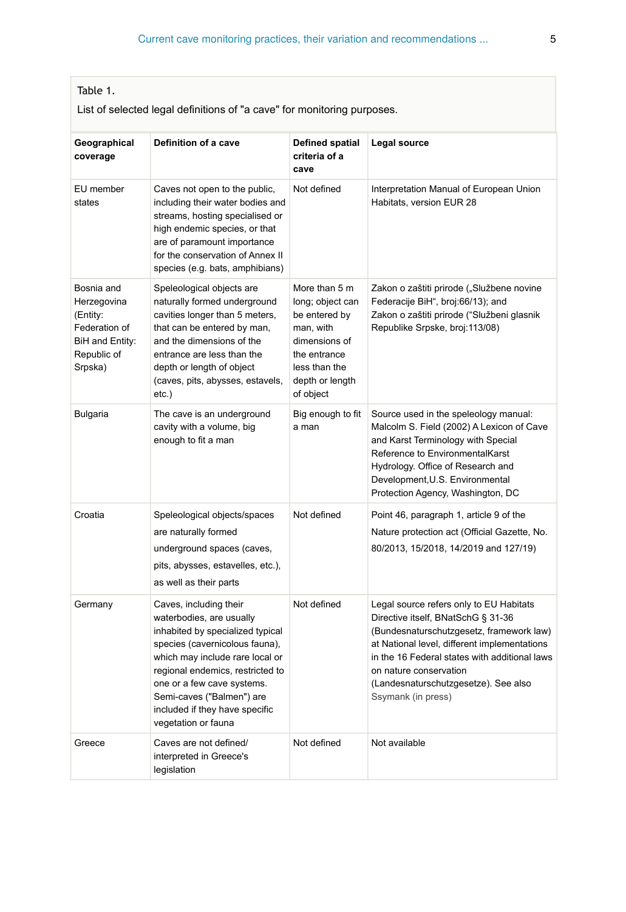Table 1.

List of selected legal definitions of "a cave" for monitoring purposes.

| Geographical coverage | Definition of a cave | Defined spatial criteria of a cave | Legal source |
|---|---|---|---|
| EU member states | Caves not open to the public, including their water bodies and streams, hosting specialised or high endemic species, or that are of paramount importance for the conservation of Annex II species (e.g. bats, amphibians) | Not defined | Interpretation Manual of European Union Habitats, version EUR 28 |
| Bosnia and Herzegovina (Entity: Federation of BiH and Entity: Republic of Srpska) | Speleological objects are naturally formed underground cavities longer than 5 meters, that can be entered by man, and the dimensions of the entrance are less than the depth or length of object (caves, pits, abysses, estavels, etc.) | More than 5 m long; object can be entered by man, with dimensions of the entrance less than the depth or length of object | Zakon o zaštiti prirode („Službene novine Federacije BiH", broj:66/13); and Zakon o zaštiti prirode ("Službeni glasnik Republike Srpske, broj:113/08) |
| Bulgaria | The cave is an underground cavity with a volume, big enough to fit a man | Big enough to fit a man | Source used in the speleology manual: Malcolm S. Field (2002) A Lexicon of Cave and Karst Terminology with Special Reference to EnvironmentalKarst Hydrology. Office of Research and Development,U.S. Environmental Protection Agency, Washington, DC |
| Croatia | Speleological objects/spaces are naturally formed underground spaces (caves, pits, abysses, estavelles, etc.), as well as their parts | Not defined | Point 46, paragraph 1, article 9 of the Nature protection act (Official Gazette, No. 80/2013, 15/2018, 14/2019 and 127/19) |
| Germany | Caves, including their waterbodies, are usually inhabited by specialized typical species (cavernicolous fauna), which may include rare local or regional endemics, restricted to one or a few cave systems. Semi-caves ("Balmen") are included if they have specific vegetation or fauna | Not defined | Legal source refers only to EU Habitats Directive itself, BNatSchG § 31-36 (Bundesnaturschutzgesetz, framework law) at National level, different implementations in the 16 Federal states with additional laws on nature conservation (Landesnaturschutzgesetze). See also Ssymank (in press) |
| Greece | Caves are not defined/ interpreted in Greece's legislation | Not defined | Not available |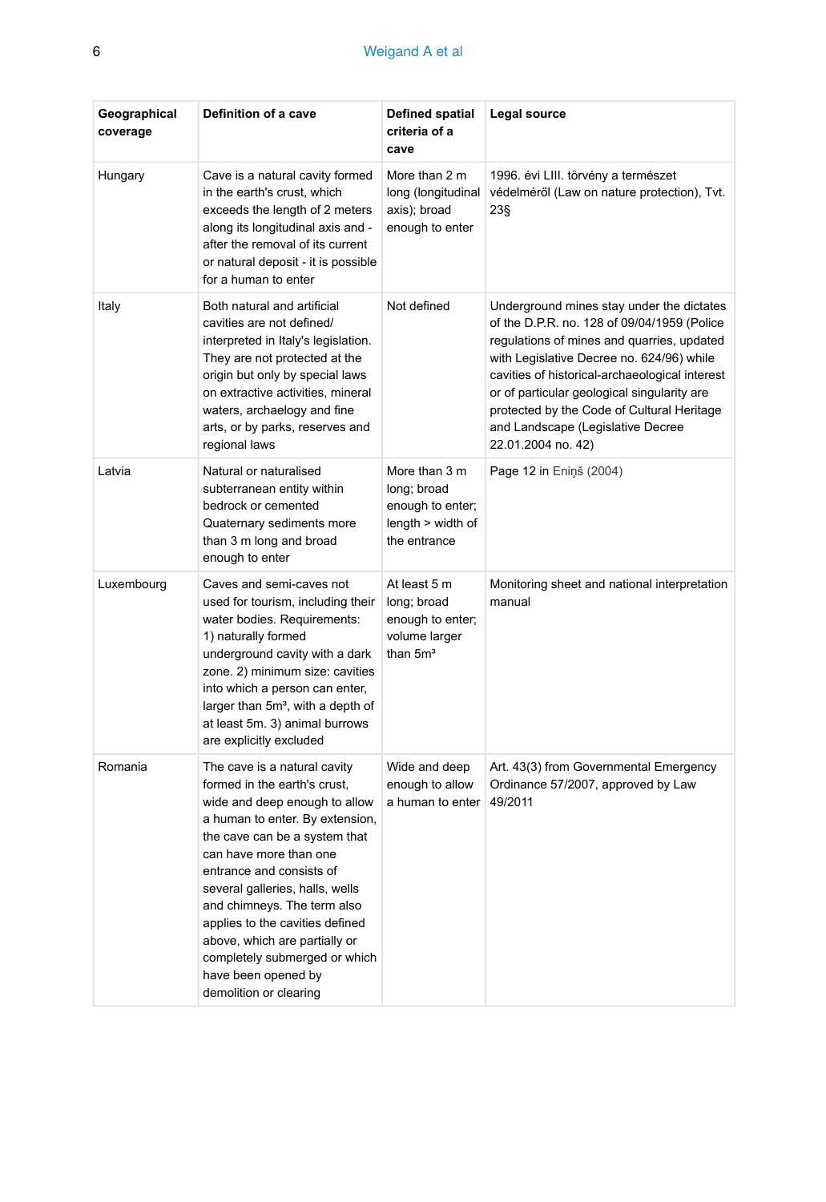| Geographical coverage | Definition of a cave | Defined spatial criteria of a cave | Legal source |
|---|---|---|---|
| Hungary | Cave is a natural cavity formed in the earth's crust, which exceeds the length of 2 meters along its longitudinal axis and - after the removal of its current or natural deposit - it is possible for a human to enter | More than 2 m long (longitudinal axis); broad enough to enter | 1996. évi LIII. törvény a természet védelméről (Law on nature protection), Tvt. 23§ |
| Italy | Both natural and artificial cavities are not defined/ interpreted in Italy's legislation. They are not protected at the origin but only by special laws on extractive activities, mineral waters, archaelogy and fine arts, or by parks, reserves and regional laws | Not defined | Underground mines stay under the dictates of the D.P.R. no. 128 of 09/04/1959 (Police regulations of mines and quarries, updated with Legislative Decree no. 624/96) while cavities of historical-archaeological interest or of particular geological singularity are protected by the Code of Cultural Heritage and Landscape (Legislative Decree 22.01.2004 no. 42) |
| Latvia | Natural or naturalised subterranean entity within bedrock or cemented Quaternary sediments more than 3 m long and broad enough to enter | More than 3 m long; broad enough to enter; length > width of the entrance | Page 12 in Eniņš (2004) |
| Luxembourg | Caves and semi-caves not used for tourism, including their water bodies. Requirements: 1) naturally formed underground cavity with a dark zone. 2) minimum size: cavities into which a person can enter, larger than 5m³, with a depth of at least 5m. 3) animal burrows are explicitly excluded | At least 5 m long; broad enough to enter; volume larger than 5m³ | Monitoring sheet and national interpretation manual |
| Romania | The cave is a natural cavity formed in the earth's crust, wide and deep enough to allow a human to enter. By extension, the cave can be a system that can have more than one entrance and consists of several galleries, halls, wells and chimneys. The term also applies to the cavities defined above, which are partially or completely submerged or which have been opened by demolition or clearing | Wide and deep enough to allow a human to enter | Art. 43(3) from Governmental Emergency Ordinance 57/2007, approved by Law 49/2011 |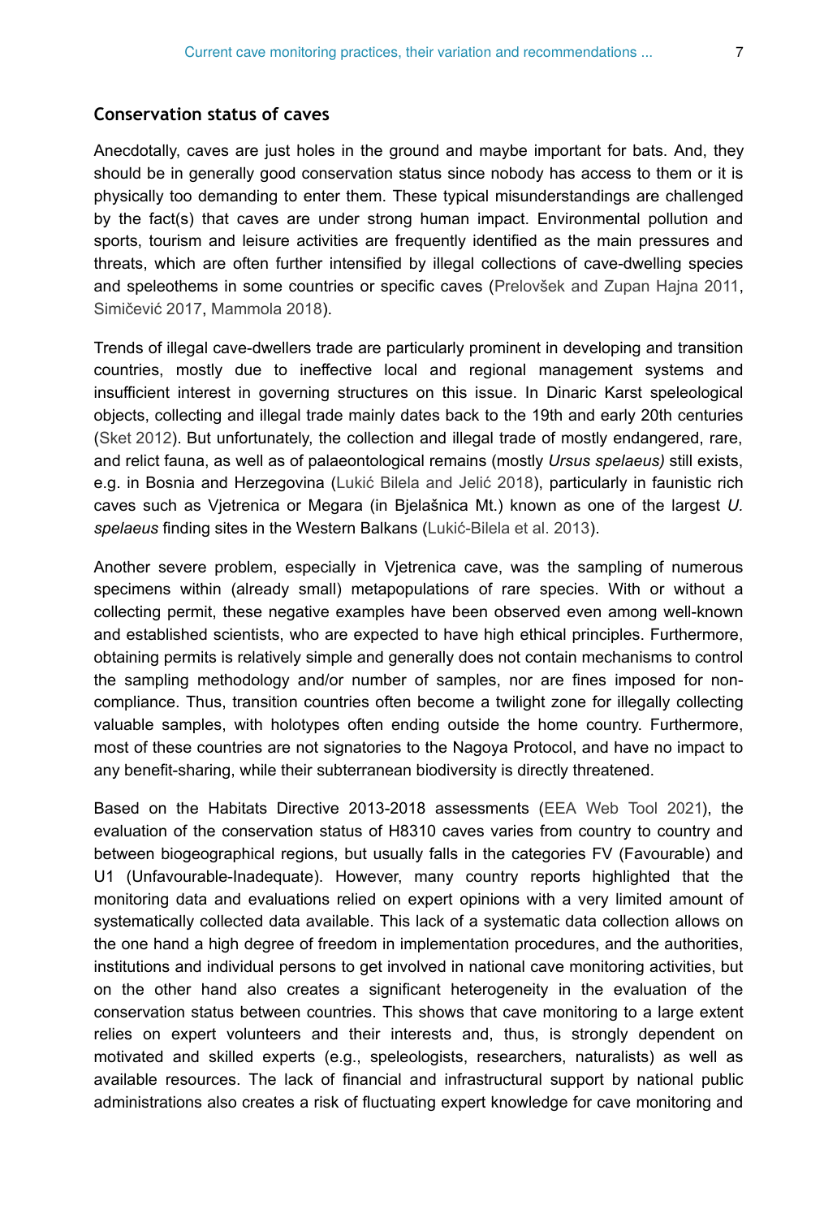### Conservation status of caves

Anecdotally, caves are just holes in the ground and maybe important for bats. And, they should be in generally good conservation status since nobody has access to them or it is physically too demanding to enter them. These typical misunderstandings are challenged by the fact(s) that caves are under strong human impact. Environmental pollution and sports, tourism and leisure activities are frequently identified as the main pressures and threats, which are often further intensified by illegal collections of cave-dwelling species and speleothems in some countries or specific caves (Prelovšek and Zupan Hajna 2011, Simičević 2017, Mammola 2018).

Trends of illegal cave-dwellers trade are particularly prominent in developing and transition countries, mostly due to ineffective local and regional management systems and insufficient interest in governing structures on this issue. In Dinaric Karst speleological objects, collecting and illegal trade mainly dates back to the 19th and early 20th centuries (Sket 2012). But unfortunately, the collection and illegal trade of mostly endangered, rare, and relict fauna, as well as of palaeontological remains (mostly *Ursus spelaeus)* still exists, e.g. in Bosnia and Herzegovina (Lukić Bilela and Jelić 2018), particularly in faunistic rich caves such as Vjetrenica or Megara (in Bjelašnica Mt.) known as one of the largest *U. spelaeus* finding sites in the Western Balkans (Lukić-Bilela et al. 2013).

Another severe problem, especially in Vjetrenica cave, was the sampling of numerous specimens within (already small) metapopulations of rare species. With or without a collecting permit, these negative examples have been observed even among well-known and established scientists, who are expected to have high ethical principles. Furthermore, obtaining permits is relatively simple and generally does not contain mechanisms to control the sampling methodology and/or number of samples, nor are fines imposed for non-compliance. Thus, transition countries often become a twilight zone for illegally collecting valuable samples, with holotypes often ending outside the home country. Furthermore, most of these countries are not signatories to the Nagoya Protocol, and have no impact to any benefit-sharing, while their subterranean biodiversity is directly threatened.

Based on the Habitats Directive 2013-2018 assessments (EEA Web Tool 2021), the evaluation of the conservation status of H8310 caves varies from country to country and between biogeographical regions, but usually falls in the categories FV (Favourable) and U1 (Unfavourable-Inadequate). However, many country reports highlighted that the monitoring data and evaluations relied on expert opinions with a very limited amount of systematically collected data available. This lack of a systematic data collection allows on the one hand a high degree of freedom in implementation procedures, and the authorities, institutions and individual persons to get involved in national cave monitoring activities, but on the other hand also creates a significant heterogeneity in the evaluation of the conservation status between countries. This shows that cave monitoring to a large extent relies on expert volunteers and their interests and, thus, is strongly dependent on motivated and skilled experts (e.g., speleologists, researchers, naturalists) as well as available resources. The lack of financial and infrastructural support by national public administrations also creates a risk of fluctuating expert knowledge for cave monitoring and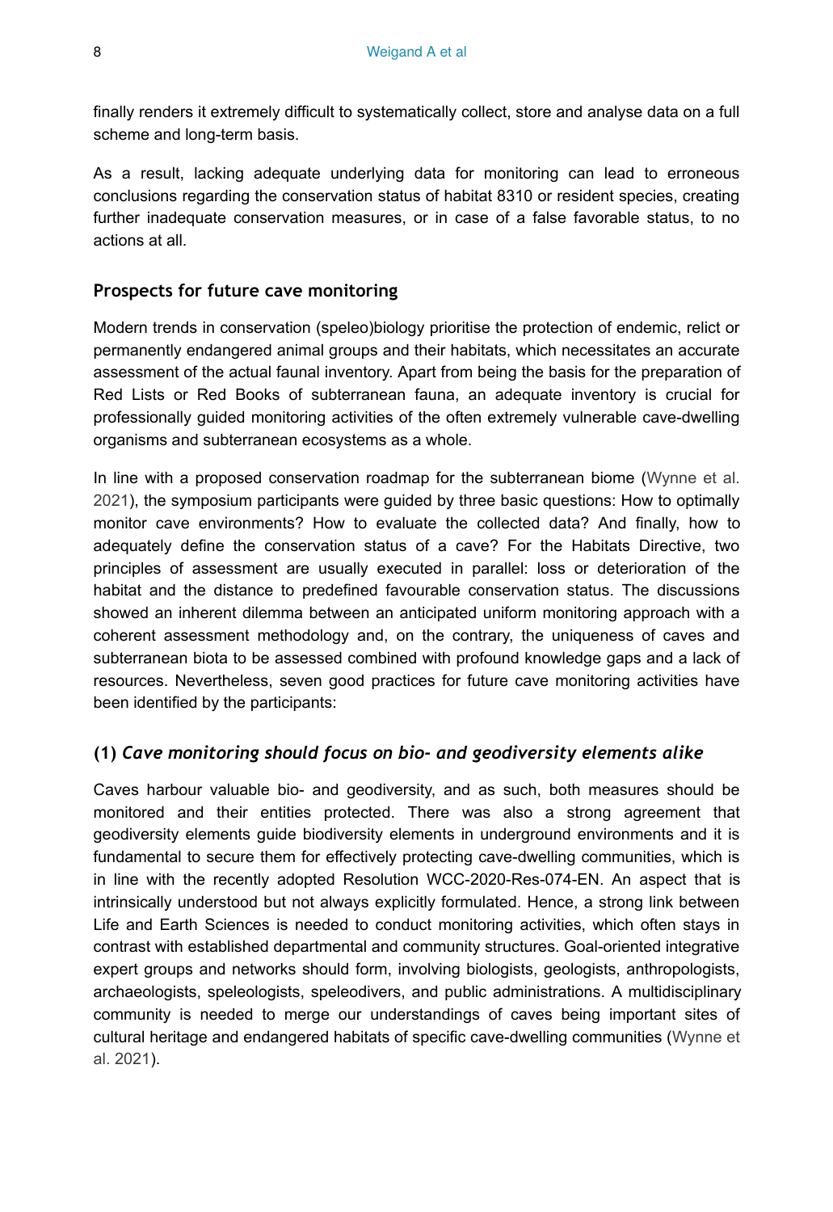finally renders it extremely difficult to systematically collect, store and analyse data on a full scheme and long-term basis.

As a result, lacking adequate underlying data for monitoring can lead to erroneous conclusions regarding the conservation status of habitat 8310 or resident species, creating further inadequate conservation measures, or in case of a false favorable status, to no actions at all.

## Prospects for future cave monitoring

Modern trends in conservation (speleo)biology prioritise the protection of endemic, relict or permanently endangered animal groups and their habitats, which necessitates an accurate assessment of the actual faunal inventory. Apart from being the basis for the preparation of Red Lists or Red Books of subterranean fauna, an adequate inventory is crucial for professionally guided monitoring activities of the often extremely vulnerable cave-dwelling organisms and subterranean ecosystems as a whole.

In line with a proposed conservation roadmap for the subterranean biome (Wynne et al. 2021), the symposium participants were guided by three basic questions: How to optimally monitor cave environments? How to evaluate the collected data? And finally, how to adequately define the conservation status of a cave? For the Habitats Directive, two principles of assessment are usually executed in parallel: loss or deterioration of the habitat and the distance to predefined favourable conservation status. The discussions showed an inherent dilemma between an anticipated uniform monitoring approach with a coherent assessment methodology and, on the contrary, the uniqueness of caves and subterranean biota to be assessed combined with profound knowledge gaps and a lack of resources. Nevertheless, seven good practices for future cave monitoring activities have been identified by the participants:

### (1) *Cave monitoring should focus on bio- and geodiversity elements alike*

Caves harbour valuable bio- and geodiversity, and as such, both measures should be monitored and their entities protected. There was also a strong agreement that geodiversity elements guide biodiversity elements in underground environments and it is fundamental to secure them for effectively protecting cave-dwelling communities, which is in line with the recently adopted Resolution WCC-2020-Res-074-EN. An aspect that is intrinsically understood but not always explicitly formulated. Hence, a strong link between Life and Earth Sciences is needed to conduct monitoring activities, which often stays in contrast with established departmental and community structures. Goal-oriented integrative expert groups and networks should form, involving biologists, geologists, anthropologists, archaeologists, speleologists, speleodivers, and public administrations. A multidisciplinary community is needed to merge our understandings of caves being important sites of cultural heritage and endangered habitats of specific cave-dwelling communities (Wynne et al. 2021).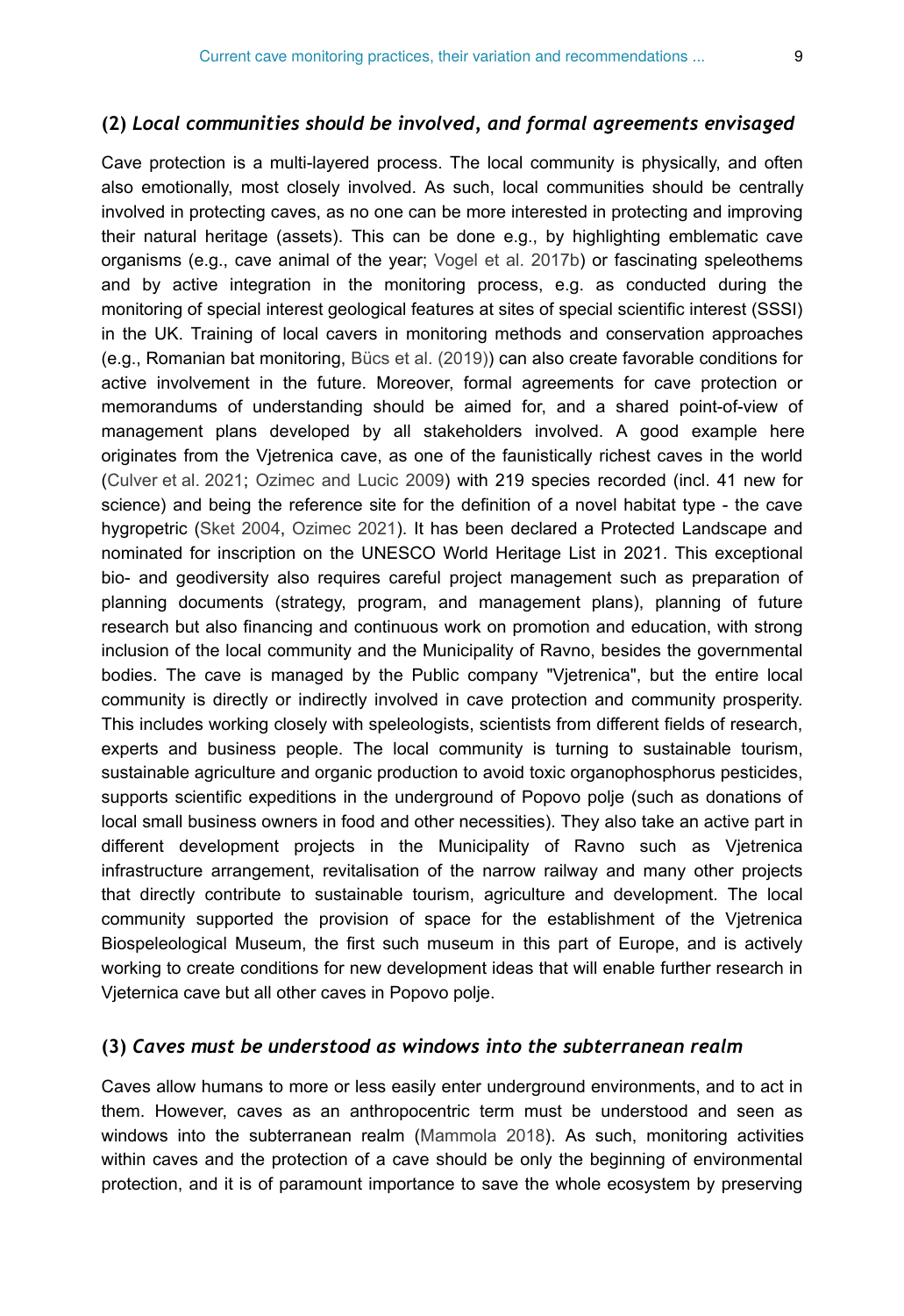### (2) *Local communities should be involved, and formal agreements envisaged*

Cave protection is a multi-layered process. The local community is physically, and often also emotionally, most closely involved. As such, local communities should be centrally involved in protecting caves, as no one can be more interested in protecting and improving their natural heritage (assets). This can be done e.g., by highlighting emblematic cave organisms (e.g., cave animal of the year; Vogel et al. 2017b) or fascinating speleothems and by active integration in the monitoring process, e.g. as conducted during the monitoring of special interest geological features at sites of special scientific interest (SSSI) in the UK. Training of local cavers in monitoring methods and conservation approaches (e.g., Romanian bat monitoring, Bücs et al. (2019)) can also create favorable conditions for active involvement in the future. Moreover, formal agreements for cave protection or memorandums of understanding should be aimed for, and a shared point-of-view of management plans developed by all stakeholders involved. A good example here originates from the Vjetrenica cave, as one of the faunistically richest caves in the world (Culver et al. 2021; Ozimec and Lucic 2009) with 219 species recorded (incl. 41 new for science) and being the reference site for the definition of a novel habitat type - the cave hygropetric (Sket 2004, Ozimec 2021). It has been declared a Protected Landscape and nominated for inscription on the UNESCO World Heritage List in 2021. This exceptional bio- and geodiversity also requires careful project management such as preparation of planning documents (strategy, program, and management plans), planning of future research but also financing and continuous work on promotion and education, with strong inclusion of the local community and the Municipality of Ravno, besides the governmental bodies. The cave is managed by the Public company "Vjetrenica", but the entire local community is directly or indirectly involved in cave protection and community prosperity. This includes working closely with speleologists, scientists from different fields of research, experts and business people. The local community is turning to sustainable tourism, sustainable agriculture and organic production to avoid toxic organophosphorus pesticides, supports scientific expeditions in the underground of Popovo polje (such as donations of local small business owners in food and other necessities). They also take an active part in different development projects in the Municipality of Ravno such as Vjetrenica infrastructure arrangement, revitalisation of the narrow railway and many other projects that directly contribute to sustainable tourism, agriculture and development. The local community supported the provision of space for the establishment of the Vjetrenica Biospeleological Museum, the first such museum in this part of Europe, and is actively working to create conditions for new development ideas that will enable further research in Vjeternica cave but all other caves in Popovo polje.

### (3) *Caves must be understood as windows into the subterranean realm*

Caves allow humans to more or less easily enter underground environments, and to act in them. However, caves as an anthropocentric term must be understood and seen as windows into the subterranean realm (Mammola 2018). As such, monitoring activities within caves and the protection of a cave should be only the beginning of environmental protection, and it is of paramount importance to save the whole ecosystem by preserving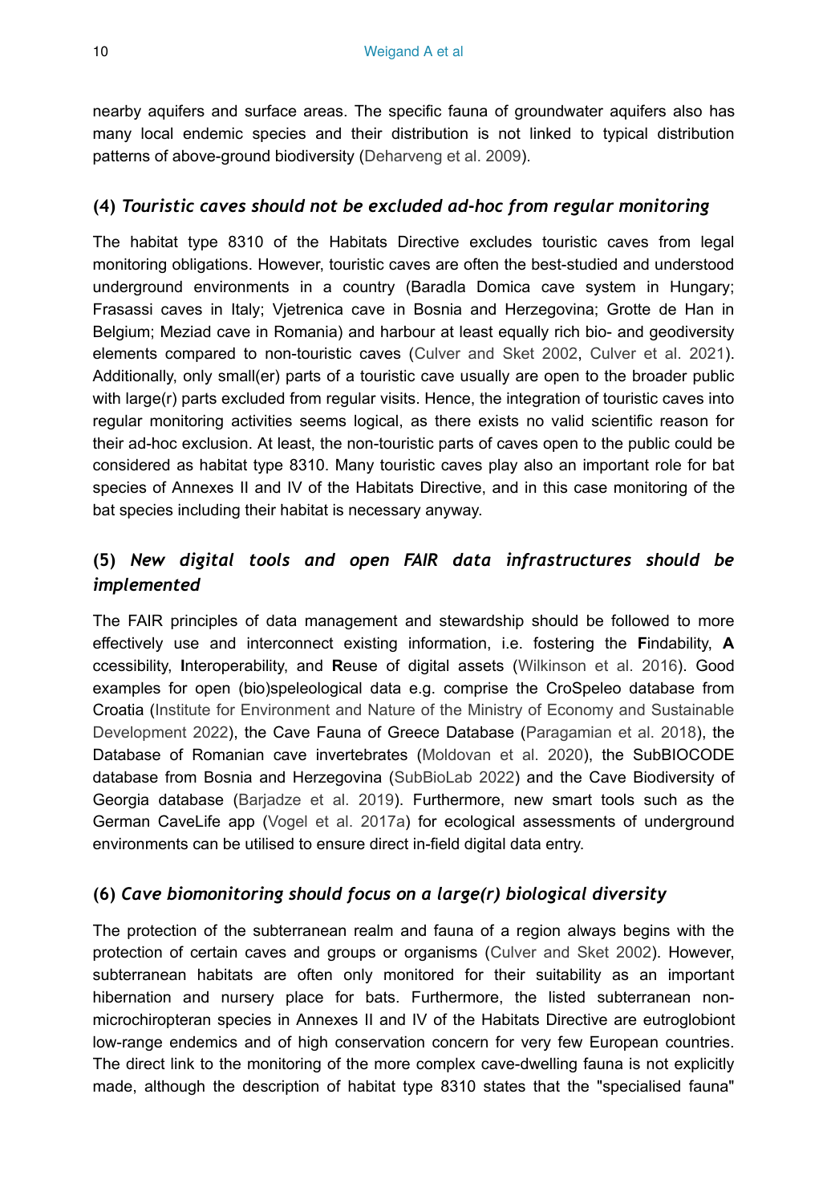nearby aquifers and surface areas. The specific fauna of groundwater aquifers also has many local endemic species and their distribution is not linked to typical distribution patterns of above-ground biodiversity (Deharveng et al. 2009).

### (4) *Touristic caves should not be excluded ad-hoc from regular monitoring*

The habitat type 8310 of the Habitats Directive excludes touristic caves from legal monitoring obligations. However, touristic caves are often the best-studied and understood underground environments in a country (Baradla Domica cave system in Hungary; Frasassi caves in Italy; Vjetrenica cave in Bosnia and Herzegovina; Grotte de Han in Belgium; Meziad cave in Romania) and harbour at least equally rich bio- and geodiversity elements compared to non-touristic caves (Culver and Sket 2002, Culver et al. 2021). Additionally, only small(er) parts of a touristic cave usually are open to the broader public with large(r) parts excluded from regular visits. Hence, the integration of touristic caves into regular monitoring activities seems logical, as there exists no valid scientific reason for their ad-hoc exclusion. At least, the non-touristic parts of caves open to the public could be considered as habitat type 8310. Many touristic caves play also an important role for bat species of Annexes II and IV of the Habitats Directive, and in this case monitoring of the bat species including their habitat is necessary anyway.

### (5) *New digital tools and open FAIR data infrastructures should be implemented*

The FAIR principles of data management and stewardship should be followed to more effectively use and interconnect existing information, i.e. fostering the **F**indability, **A** ccessibility, **I**nteroperability, and **R**euse of digital assets (Wilkinson et al. 2016). Good examples for open (bio)speleological data e.g. comprise the CroSpeleo database from Croatia (Institute for Environment and Nature of the Ministry of Economy and Sustainable Development 2022), the Cave Fauna of Greece Database (Paragamian et al. 2018), the Database of Romanian cave invertebrates (Moldovan et al. 2020), the SubBIOCODE database from Bosnia and Herzegovina (SubBioLab 2022) and the Cave Biodiversity of Georgia database (Barjadze et al. 2019). Furthermore, new smart tools such as the German CaveLife app (Vogel et al. 2017a) for ecological assessments of underground environments can be utilised to ensure direct in-field digital data entry.

### (6) *Cave biomonitoring should focus on a large(r) biological diversity*

The protection of the subterranean realm and fauna of a region always begins with the protection of certain caves and groups or organisms (Culver and Sket 2002). However, subterranean habitats are often only monitored for their suitability as an important hibernation and nursery place for bats. Furthermore, the listed subterranean non-microchiropteran species in Annexes II and IV of the Habitats Directive are eutroglobiont low-range endemics and of high conservation concern for very few European countries. The direct link to the monitoring of the more complex cave-dwelling fauna is not explicitly made, although the description of habitat type 8310 states that the "specialised fauna"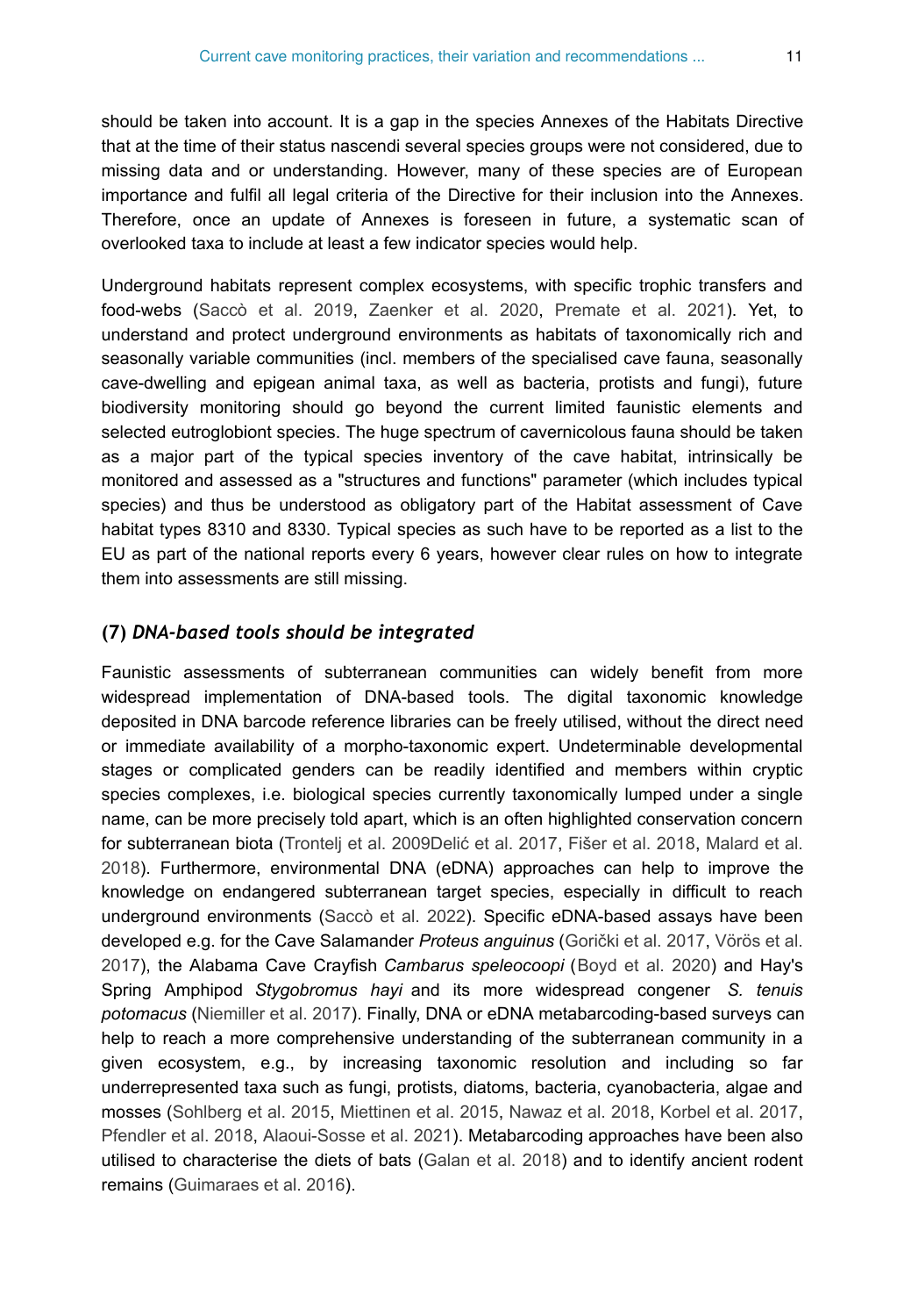should be taken into account. It is a gap in the species Annexes of the Habitats Directive that at the time of their status nascendi several species groups were not considered, due to missing data and or understanding. However, many of these species are of European importance and fulfil all legal criteria of the Directive for their inclusion into the Annexes. Therefore, once an update of Annexes is foreseen in future, a systematic scan of overlooked taxa to include at least a few indicator species would help.

Underground habitats represent complex ecosystems, with specific trophic transfers and food-webs (Saccò et al. 2019, Zaenker et al. 2020, Premate et al. 2021). Yet, to understand and protect underground environments as habitats of taxonomically rich and seasonally variable communities (incl. members of the specialised cave fauna, seasonally cave-dwelling and epigean animal taxa, as well as bacteria, protists and fungi), future biodiversity monitoring should go beyond the current limited faunistic elements and selected eutroglobiont species. The huge spectrum of cavernicolous fauna should be taken as a major part of the typical species inventory of the cave habitat, intrinsically be monitored and assessed as a "structures and functions" parameter (which includes typical species) and thus be understood as obligatory part of the Habitat assessment of Cave habitat types 8310 and 8330. Typical species as such have to be reported as a list to the EU as part of the national reports every 6 years, however clear rules on how to integrate them into assessments are still missing.

### (7) *DNA-based tools should be integrated*

Faunistic assessments of subterranean communities can widely benefit from more widespread implementation of DNA-based tools. The digital taxonomic knowledge deposited in DNA barcode reference libraries can be freely utilised, without the direct need or immediate availability of a morpho-taxonomic expert. Undeterminable developmental stages or complicated genders can be readily identified and members within cryptic species complexes, i.e. biological species currently taxonomically lumped under a single name, can be more precisely told apart, which is an often highlighted conservation concern for subterranean biota (Trontelj et al. 2009Delić et al. 2017, Fišer et al. 2018, Malard et al. 2018). Furthermore, environmental DNA (eDNA) approaches can help to improve the knowledge on endangered subterranean target species, especially in difficult to reach underground environments (Saccò et al. 2022). Specific eDNA-based assays have been developed e.g. for the Cave Salamander *Proteus anguinus* (Gorički et al. 2017, Vörös et al. 2017), the Alabama Cave Crayfish *Cambarus speleocoopi* (Boyd et al. 2020) and Hay's Spring Amphipod *Stygobromus hayi* and its more widespread congener *S. tenuis potomacus* (Niemiller et al. 2017). Finally, DNA or eDNA metabarcoding-based surveys can help to reach a more comprehensive understanding of the subterranean community in a given ecosystem, e.g., by increasing taxonomic resolution and including so far underrepresented taxa such as fungi, protists, diatoms, bacteria, cyanobacteria, algae and mosses (Sohlberg et al. 2015, Miettinen et al. 2015, Nawaz et al. 2018, Korbel et al. 2017, Pfendler et al. 2018, Alaoui-Sosse et al. 2021). Metabarcoding approaches have been also utilised to characterise the diets of bats (Galan et al. 2018) and to identify ancient rodent remains (Guimaraes et al. 2016).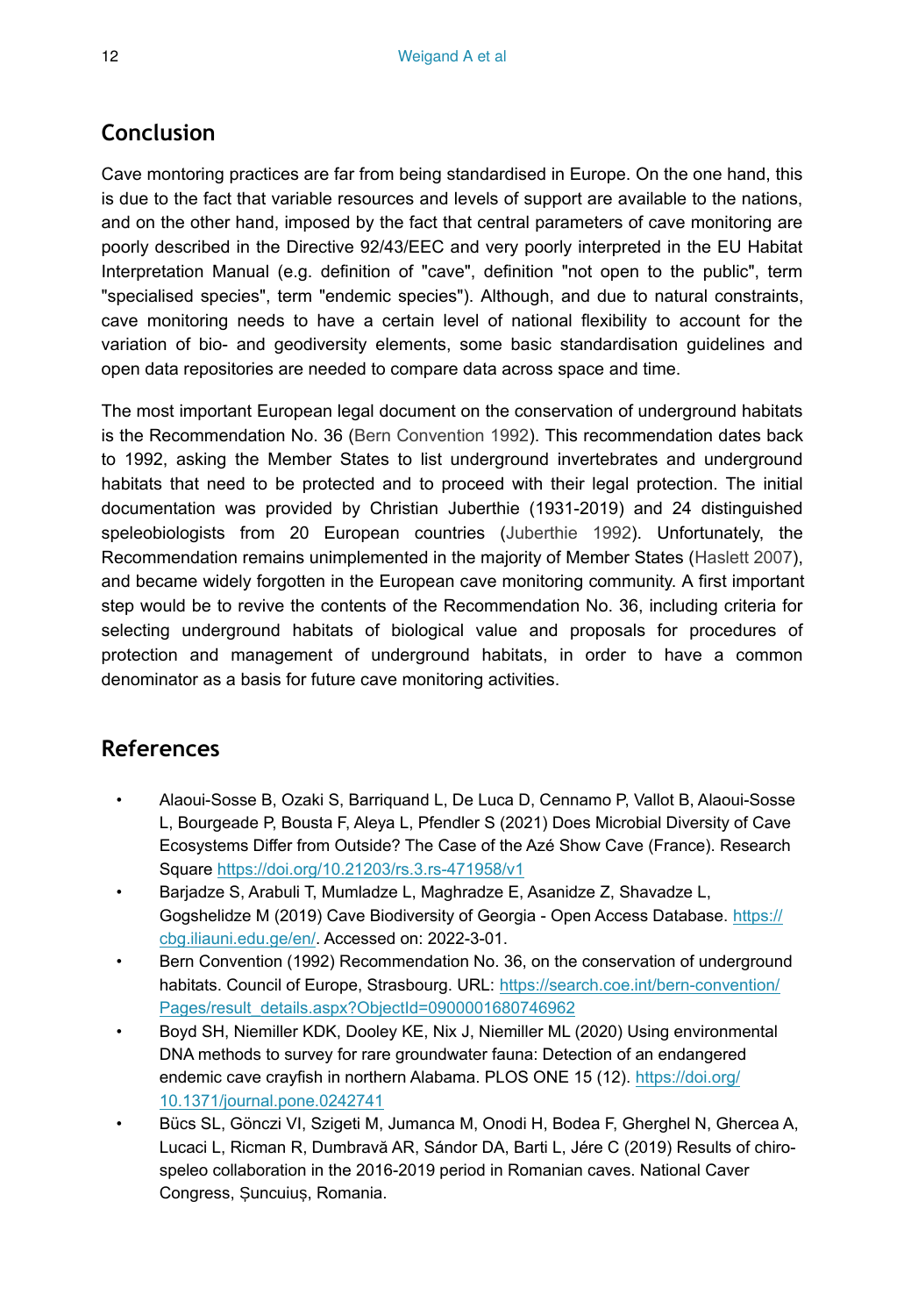## Conclusion

Cave montoring practices are far from being standardised in Europe. On the one hand, this is due to the fact that variable resources and levels of support are available to the nations, and on the other hand, imposed by the fact that central parameters of cave monitoring are poorly described in the Directive 92/43/EEC and very poorly interpreted in the EU Habitat Interpretation Manual (e.g. definition of "cave", definition "not open to the public", term "specialised species", term "endemic species"). Although, and due to natural constraints, cave monitoring needs to have a certain level of national flexibility to account for the variation of bio- and geodiversity elements, some basic standardisation guidelines and open data repositories are needed to compare data across space and time.

The most important European legal document on the conservation of underground habitats is the Recommendation No. 36 (Bern Convention 1992). This recommendation dates back to 1992, asking the Member States to list underground invertebrates and underground habitats that need to be protected and to proceed with their legal protection. The initial documentation was provided by Christian Juberthie (1931-2019) and 24 distinguished speleobiologists from 20 European countries (Juberthie 1992). Unfortunately, the Recommendation remains unimplemented in the majority of Member States (Haslett 2007), and became widely forgotten in the European cave monitoring community. A first important step would be to revive the contents of the Recommendation No. 36, including criteria for selecting underground habitats of biological value and proposals for procedures of protection and management of underground habitats, in order to have a common denominator as a basis for future cave monitoring activities.

## References

- Alaoui-Sosse B, Ozaki S, Barriquand L, De Luca D, Cennamo P, Vallot B, Alaoui-Sosse L, Bourgeade P, Bousta F, Aleya L, Pfendler S (2021) Does Microbial Diversity of Cave Ecosystems Differ from Outside? The Case of the Azé Show Cave (France). Research Square https://doi.org/10.21203/rs.3.rs-471958/v1
- Barjadze S, Arabuli T, Mumladze L, Maghradze E, Asanidze Z, Shavadze L, Gogshelidze M (2019) Cave Biodiversity of Georgia - Open Access Database. https://cbg.iliauni.edu.ge/en/. Accessed on: 2022-3-01.
- Bern Convention (1992) Recommendation No. 36, on the conservation of underground habitats. Council of Europe, Strasbourg. URL: https://search.coe.int/bern-convention/Pages/result_details.aspx?ObjectId=0900001680746962
- Boyd SH, Niemiller KDK, Dooley KE, Nix J, Niemiller ML (2020) Using environmental DNA methods to survey for rare groundwater fauna: Detection of an endangered endemic cave crayfish in northern Alabama. PLOS ONE 15 (12). https://doi.org/10.1371/journal.pone.0242741
- Bücs SL, Gönczi VI, Szigeti M, Jumanca M, Onodi H, Bodea F, Gherghel N, Ghercea A, Lucaci L, Ricman R, Dumbravă AR, Sándor DA, Barti L, Jére C (2019) Results of chiro-speleo collaboration in the 2016-2019 period in Romanian caves. National Caver Congress, Șuncuiuș, Romania.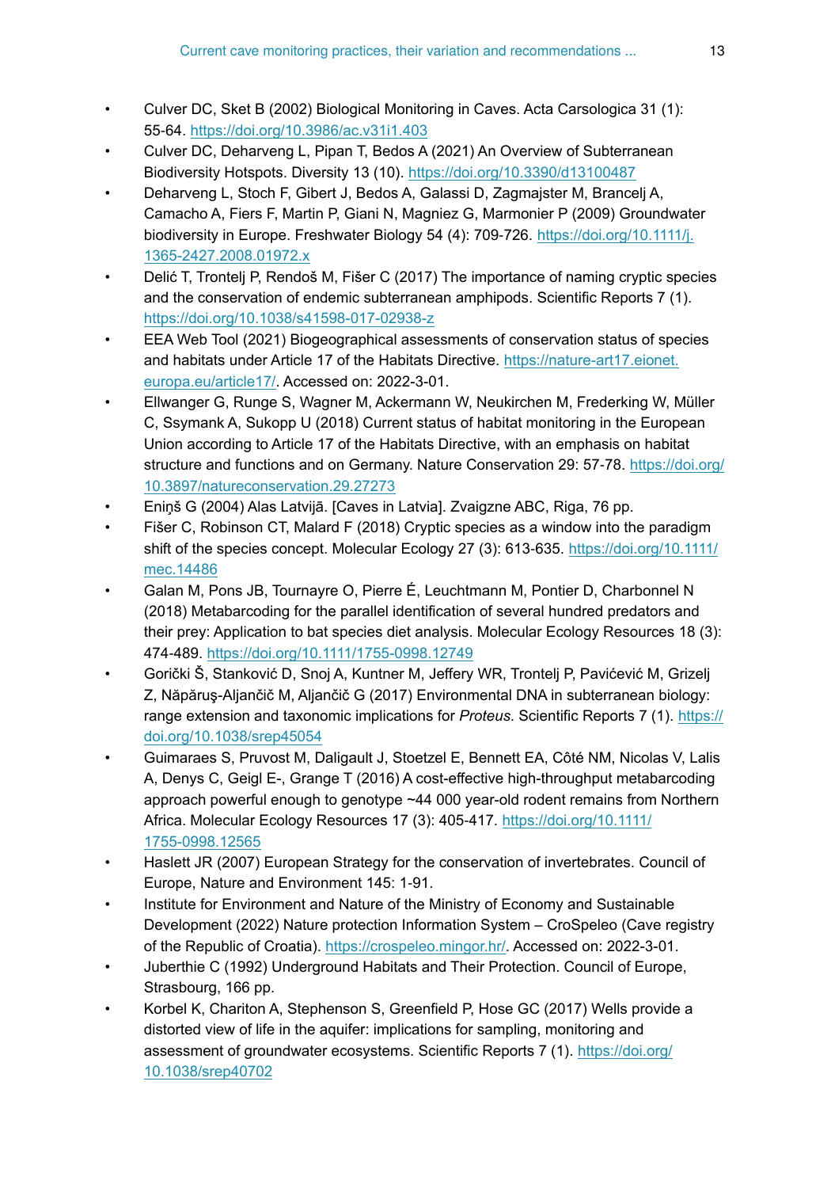- Culver DC, Sket B (2002) Biological Monitoring in Caves. Acta Carsologica 31 (1): 55-64. https://doi.org/10.3986/ac.v31i1.403
- Culver DC, Deharveng L, Pipan T, Bedos A (2021) An Overview of Subterranean Biodiversity Hotspots. Diversity 13 (10). https://doi.org/10.3390/d13100487
- Deharveng L, Stoch F, Gibert J, Bedos A, Galassi D, Zagmajster M, Brancelj A, Camacho A, Fiers F, Martin P, Giani N, Magniez G, Marmonier P (2009) Groundwater biodiversity in Europe. Freshwater Biology 54 (4): 709-726. https://doi.org/10.1111/j.1365-2427.2008.01972.x
- Delić T, Trontelj P, Rendoš M, Fišer C (2017) The importance of naming cryptic species and the conservation of endemic subterranean amphipods. Scientific Reports 7 (1). https://doi.org/10.1038/s41598-017-02938-z
- EEA Web Tool (2021) Biogeographical assessments of conservation status of species and habitats under Article 17 of the Habitats Directive. https://nature-art17.eionet.europa.eu/article17/. Accessed on: 2022-3-01.
- Ellwanger G, Runge S, Wagner M, Ackermann W, Neukirchen M, Frederking W, Müller C, Ssymank A, Sukopp U (2018) Current status of habitat monitoring in the European Union according to Article 17 of the Habitats Directive, with an emphasis on habitat structure and functions and on Germany. Nature Conservation 29: 57-78. https://doi.org/10.3897/natureconservation.29.27273
- Eniņš G (2004) Alas Latvijā. [Caves in Latvia]. Zvaigzne ABC, Riga, 76 pp.
- Fišer C, Robinson CT, Malard F (2018) Cryptic species as a window into the paradigm shift of the species concept. Molecular Ecology 27 (3): 613-635. https://doi.org/10.1111/mec.14486
- Galan M, Pons JB, Tournayre O, Pierre É, Leuchtmann M, Pontier D, Charbonnel N (2018) Metabarcoding for the parallel identification of several hundred predators and their prey: Application to bat species diet analysis. Molecular Ecology Resources 18 (3): 474-489. https://doi.org/10.1111/1755-0998.12749
- Gorički Š, Stanković D, Snoj A, Kuntner M, Jeffery WR, Trontelj P, Pavićević M, Grizelj Z, Năpăruş-Aljančič M, Aljančič G (2017) Environmental DNA in subterranean biology: range extension and taxonomic implications for *Proteus*. Scientific Reports 7 (1). https://doi.org/10.1038/srep45054
- Guimaraes S, Pruvost M, Daligault J, Stoetzel E, Bennett EA, Côté NM, Nicolas V, Lalis A, Denys C, Geigl E-, Grange T (2016) A cost-effective high-throughput metabarcoding approach powerful enough to genotype ~44 000 year-old rodent remains from Northern Africa. Molecular Ecology Resources 17 (3): 405-417. https://doi.org/10.1111/1755-0998.12565
- Haslett JR (2007) European Strategy for the conservation of invertebrates. Council of Europe, Nature and Environment 145: 1-91.
- Institute for Environment and Nature of the Ministry of Economy and Sustainable Development (2022) Nature protection Information System – CroSpeleo (Cave registry of the Republic of Croatia). https://crospeleo.mingor.hr/. Accessed on: 2022-3-01.
- Juberthie C (1992) Underground Habitats and Their Protection. Council of Europe, Strasbourg, 166 pp.
- Korbel K, Chariton A, Stephenson S, Greenfield P, Hose GC (2017) Wells provide a distorted view of life in the aquifer: implications for sampling, monitoring and assessment of groundwater ecosystems. Scientific Reports 7 (1). https://doi.org/10.1038/srep40702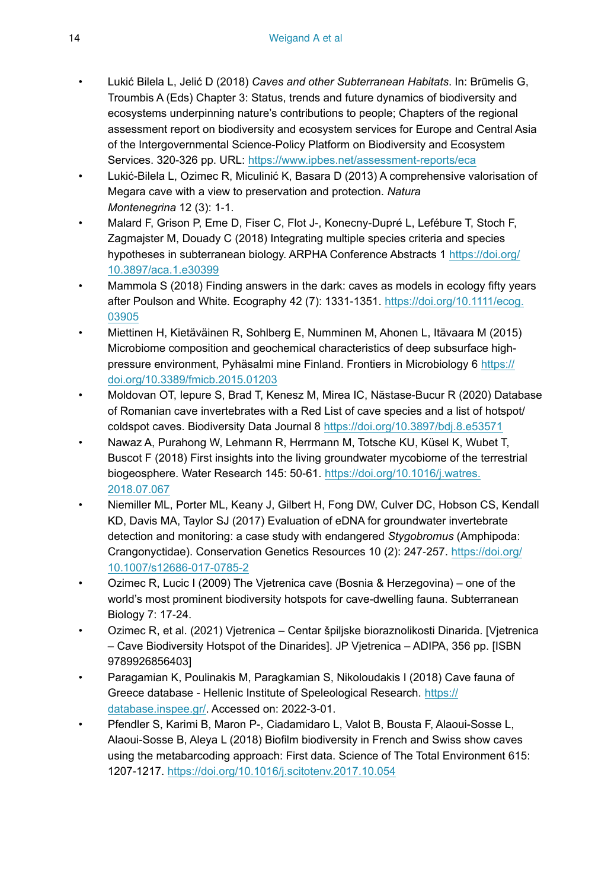- Lukić Bilela L, Jelić D (2018) *Caves and other Subterranean Habitats*. In: Brūmelis G, Troumbis A (Eds) Chapter 3: Status, trends and future dynamics of biodiversity and ecosystems underpinning nature's contributions to people; Chapters of the regional assessment report on biodiversity and ecosystem services for Europe and Central Asia of the Intergovernmental Science-Policy Platform on Biodiversity and Ecosystem Services. 320-326 pp. URL: https://www.ipbes.net/assessment-reports/eca
- Lukić-Bilela L, Ozimec R, Miculinić K, Basara D (2013) A comprehensive valorisation of Megara cave with a view to preservation and protection. *Natura Montenegrina* 12 (3): 1-1.
- Malard F, Grison P, Eme D, Fiser C, Flot J-, Konecny-Dupré L, Lefébure T, Stoch F, Zagmajster M, Douady C (2018) Integrating multiple species criteria and species hypotheses in subterranean biology. ARPHA Conference Abstracts 1 https://doi.org/10.3897/aca.1.e30399
- Mammola S (2018) Finding answers in the dark: caves as models in ecology fifty years after Poulson and White. Ecography 42 (7): 1331-1351. https://doi.org/10.1111/ecog.03905
- Miettinen H, Kietäväinen R, Sohlberg E, Numminen M, Ahonen L, Itävaara M (2015) Microbiome composition and geochemical characteristics of deep subsurface high-pressure environment, Pyhäsalmi mine Finland. Frontiers in Microbiology 6 https://doi.org/10.3389/fmicb.2015.01203
- Moldovan OT, Iepure S, Brad T, Kenesz M, Mirea IC, Năstase-Bucur R (2020) Database of Romanian cave invertebrates with a Red List of cave species and a list of hotspot/coldspot caves. Biodiversity Data Journal 8 https://doi.org/10.3897/bdj.8.e53571
- Nawaz A, Purahong W, Lehmann R, Herrmann M, Totsche KU, Küsel K, Wubet T, Buscot F (2018) First insights into the living groundwater mycobiome of the terrestrial biogeosphere. Water Research 145: 50-61. https://doi.org/10.1016/j.watres.2018.07.067
- Niemiller ML, Porter ML, Keany J, Gilbert H, Fong DW, Culver DC, Hobson CS, Kendall KD, Davis MA, Taylor SJ (2017) Evaluation of eDNA for groundwater invertebrate detection and monitoring: a case study with endangered *Stygobromus* (Amphipoda: Crangonyctidae). Conservation Genetics Resources 10 (2): 247-257. https://doi.org/10.1007/s12686-017-0785-2
- Ozimec R, Lucic I (2009) The Vjetrenica cave (Bosnia & Herzegovina) – one of the world's most prominent biodiversity hotspots for cave-dwelling fauna. Subterranean Biology 7: 17-24.
- Ozimec R, et al. (2021) Vjetrenica – Centar špiljske bioraznolikosti Dinarida. [Vjetrenica – Cave Biodiversity Hotspot of the Dinarides]. JP Vjetrenica – ADIPA, 356 pp. [ISBN 9789926856403]
- Paragamian K, Poulinakis M, Paragkamian S, Nikoloudakis I (2018) Cave fauna of Greece database - Hellenic Institute of Speleological Research. https://database.inspee.gr/. Accessed on: 2022-3-01.
- Pfendler S, Karimi B, Maron P-, Ciadamidaro L, Valot B, Bousta F, Alaoui-Sosse L, Alaoui-Sosse B, Aleya L (2018) Biofilm biodiversity in French and Swiss show caves using the metabarcoding approach: First data. Science of The Total Environment 615: 1207-1217. https://doi.org/10.1016/j.scitotenv.2017.10.054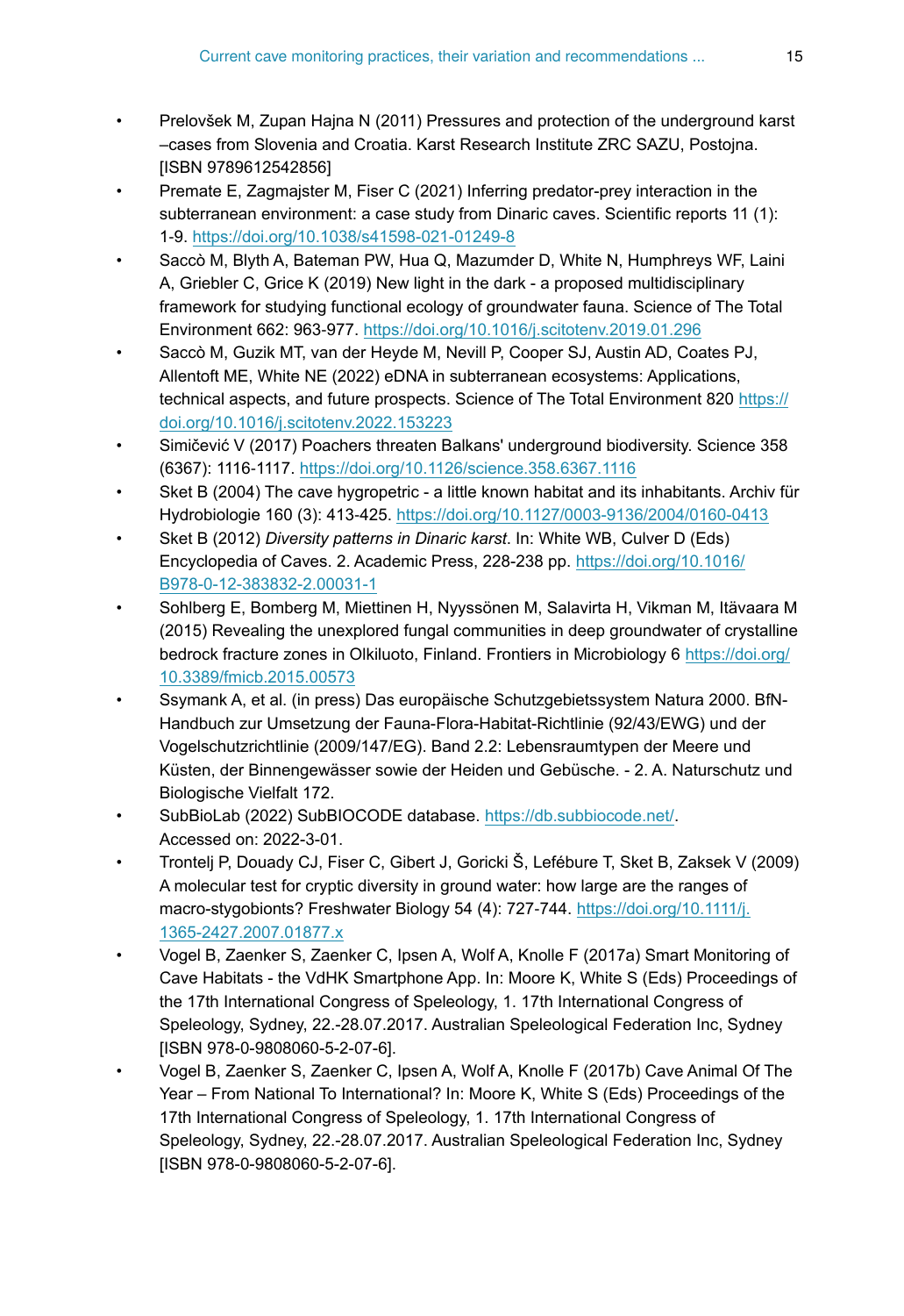- Prelovšek M, Zupan Hajna N (2011) Pressures and protection of the underground karst –cases from Slovenia and Croatia. Karst Research Institute ZRC SAZU, Postojna. [ISBN 9789612542856]
- Premate E, Zagmajster M, Fiser C (2021) Inferring predator-prey interaction in the subterranean environment: a case study from Dinaric caves. Scientific reports 11 (1): 1-9. https://doi.org/10.1038/s41598-021-01249-8
- Saccò M, Blyth A, Bateman PW, Hua Q, Mazumder D, White N, Humphreys WF, Laini A, Griebler C, Grice K (2019) New light in the dark - a proposed multidisciplinary framework for studying functional ecology of groundwater fauna. Science of The Total Environment 662: 963-977. https://doi.org/10.1016/j.scitotenv.2019.01.296
- Saccò M, Guzik MT, van der Heyde M, Nevill P, Cooper SJ, Austin AD, Coates PJ, Allentoft ME, White NE (2022) eDNA in subterranean ecosystems: Applications, technical aspects, and future prospects. Science of The Total Environment 820 https://doi.org/10.1016/j.scitotenv.2022.153223
- Simičević V (2017) Poachers threaten Balkans' underground biodiversity. Science 358 (6367): 1116-1117. https://doi.org/10.1126/science.358.6367.1116
- Sket B (2004) The cave hygropetric - a little known habitat and its inhabitants. Archiv für Hydrobiologie 160 (3): 413-425. https://doi.org/10.1127/0003-9136/2004/0160-0413
- Sket B (2012) *Diversity patterns in Dinaric karst*. In: White WB, Culver D (Eds) Encyclopedia of Caves. 2. Academic Press, 228-238 pp. https://doi.org/10.1016/B978-0-12-383832-2.00031-1
- Sohlberg E, Bomberg M, Miettinen H, Nyyssönen M, Salavirta H, Vikman M, Itävaara M (2015) Revealing the unexplored fungal communities in deep groundwater of crystalline bedrock fracture zones in Olkiluoto, Finland. Frontiers in Microbiology 6 https://doi.org/10.3389/fmicb.2015.00573
- Ssymank A, et al. (in press) Das europäische Schutzgebietssystem Natura 2000. BfN-Handbuch zur Umsetzung der Fauna-Flora-Habitat-Richtlinie (92/43/EWG) und der Vogelschutzrichtlinie (2009/147/EG). Band 2.2: Lebensraumtypen der Meere und Küsten, der Binnengewässer sowie der Heiden und Gebüsche. - 2. A. Naturschutz und Biologische Vielfalt 172.
- SubBioLab (2022) SubBIOCODE database. https://db.subbiocode.net/. Accessed on: 2022-3-01.
- Trontelj P, Douady CJ, Fiser C, Gibert J, Goricki Š, Lefébure T, Sket B, Zaksek V (2009) A molecular test for cryptic diversity in ground water: how large are the ranges of macro-stygobionts? Freshwater Biology 54 (4): 727-744. https://doi.org/10.1111/j.1365-2427.2007.01877.x
- Vogel B, Zaenker S, Zaenker C, Ipsen A, Wolf A, Knolle F (2017a) Smart Monitoring of Cave Habitats - the VdHK Smartphone App. In: Moore K, White S (Eds) Proceedings of the 17th International Congress of Speleology, 1. 17th International Congress of Speleology, Sydney, 22.-28.07.2017. Australian Speleological Federation Inc, Sydney [ISBN 978-0-9808060-5-2-07-6].
- Vogel B, Zaenker S, Zaenker C, Ipsen A, Wolf A, Knolle F (2017b) Cave Animal Of The Year – From National To International? In: Moore K, White S (Eds) Proceedings of the 17th International Congress of Speleology, 1. 17th International Congress of Speleology, Sydney, 22.-28.07.2017. Australian Speleological Federation Inc, Sydney [ISBN 978-0-9808060-5-2-07-6].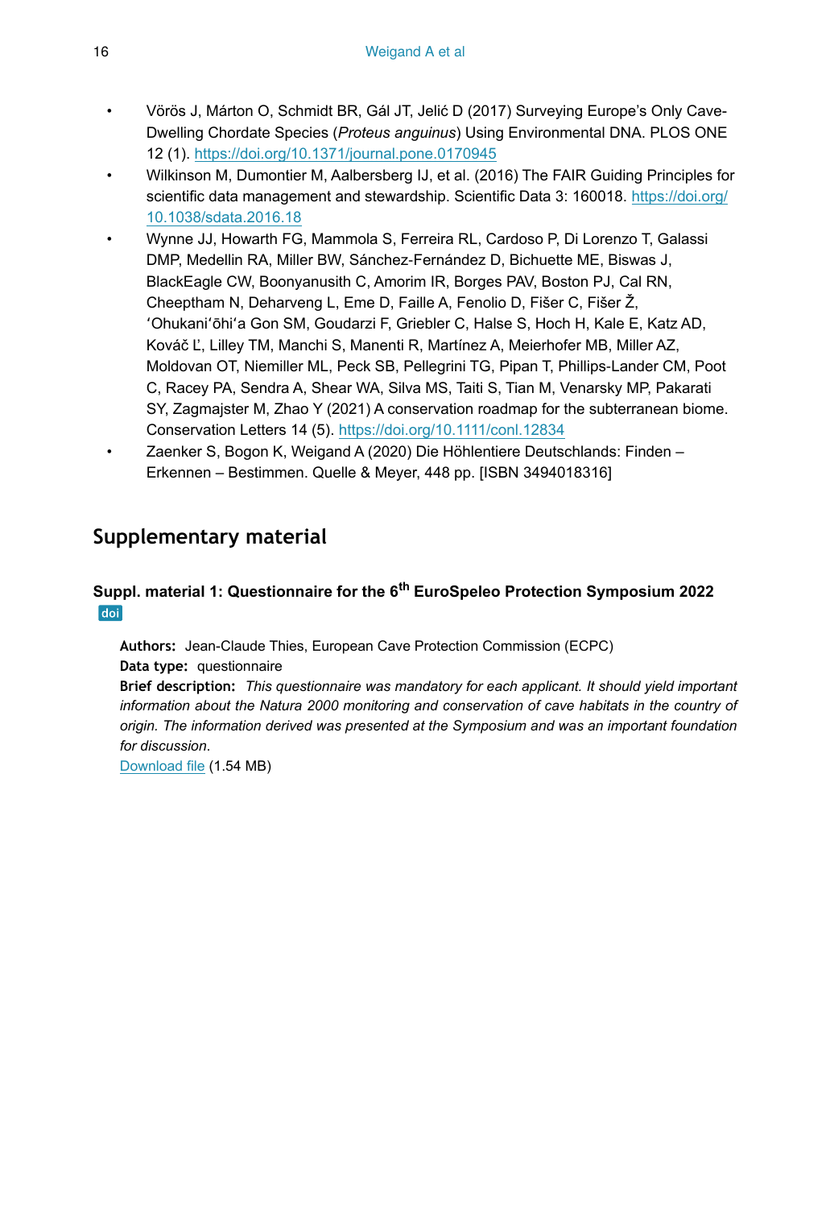- Vörös J, Márton O, Schmidt BR, Gál JT, Jelić D (2017) Surveying Europe's Only Cave-Dwelling Chordate Species (*Proteus anguinus*) Using Environmental DNA. PLOS ONE 12 (1). https://doi.org/10.1371/journal.pone.0170945
- Wilkinson M, Dumontier M, Aalbersberg IJ, et al. (2016) The FAIR Guiding Principles for scientific data management and stewardship. Scientific Data 3: 160018. https://doi.org/10.1038/sdata.2016.18
- Wynne JJ, Howarth FG, Mammola S, Ferreira RL, Cardoso P, Di Lorenzo T, Galassi DMP, Medellin RA, Miller BW, Sánchez-Fernández D, Bichuette ME, Biswas J, BlackEagle CW, Boonyanusith C, Amorim IR, Borges PAV, Boston PJ, Cal RN, Cheeptham N, Deharveng L, Eme D, Faille A, Fenolio D, Fišer C, Fišer Ž, ʻOhukaniʻōhiʻa Gon SM, Goudarzi F, Griebler C, Halse S, Hoch H, Kale E, Katz AD, Kováč Ľ, Lilley TM, Manchi S, Manenti R, Martínez A, Meierhofer MB, Miller AZ, Moldovan OT, Niemiller ML, Peck SB, Pellegrini TG, Pipan T, Phillips-Lander CM, Poot C, Racey PA, Sendra A, Shear WA, Silva MS, Taiti S, Tian M, Venarsky MP, Pakarati SY, Zagmajster M, Zhao Y (2021) A conservation roadmap for the subterranean biome. Conservation Letters 14 (5). https://doi.org/10.1111/conl.12834
- Zaenker S, Bogon K, Weigand A (2020) Die Höhlentiere Deutschlands: Finden – Erkennen – Bestimmen. Quelle & Meyer, 448 pp. [ISBN 3494018316]

## Supplementary material

### Suppl. material 1: Questionnaire for the 6th EuroSpeleo Protection Symposium 2022

doi

**Authors:** Jean-Claude Thies, European Cave Protection Commission (ECPC)
**Data type:** questionnaire
**Brief description:** *This questionnaire was mandatory for each applicant. It should yield important information about the Natura 2000 monitoring and conservation of cave habitats in the country of origin. The information derived was presented at the Symposium and was an important foundation for discussion*.
Download file (1.54 MB)